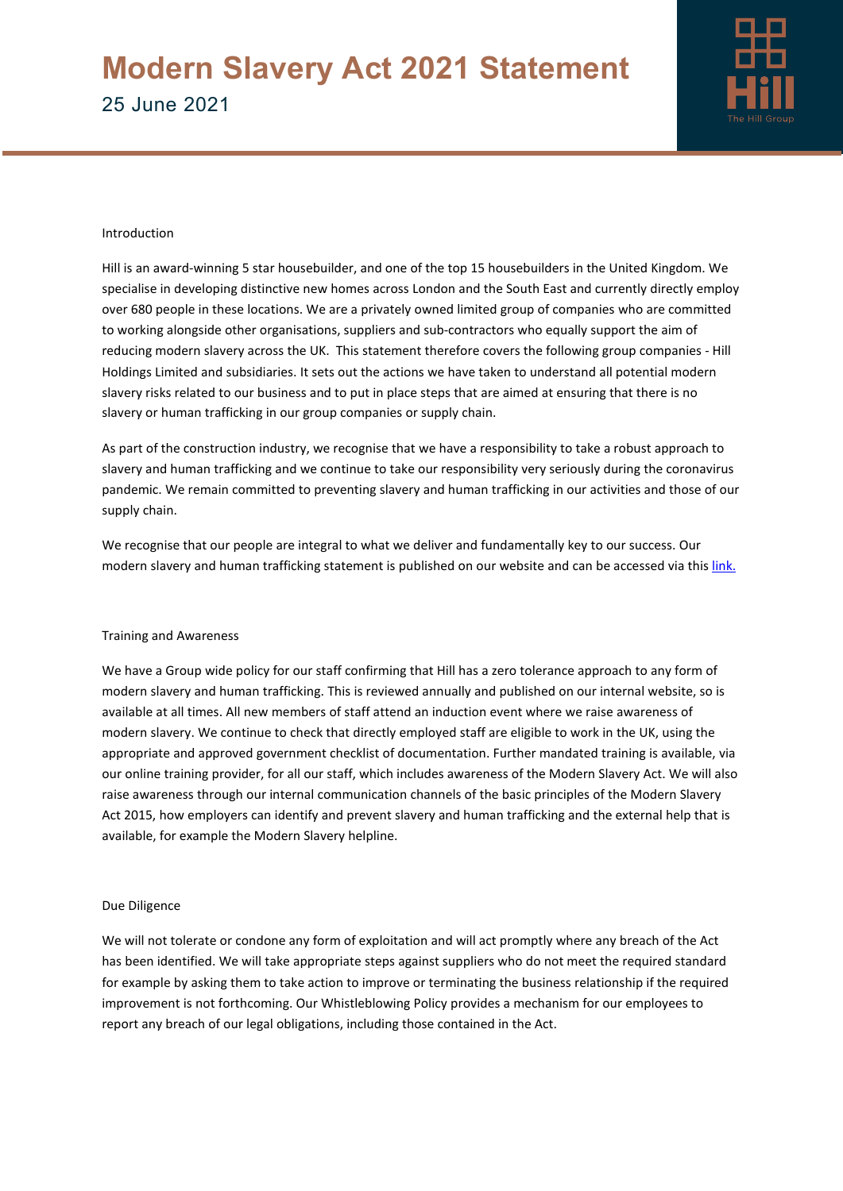# Modern Slavery Act 2021 Statement

25 June 2021

Introduction

Hill is an award-winning 5 star housebuilder, and one of the top 15 housebuilders in the United Kingdom. We specialise in developing distinctive new homes across London and the South East and currently directly employ over 680 people in these locations. We are a privately owned limited group of companies who are committed to working alongside other organisations, suppliers and sub-contractors who equally support the aim of reducing modern slavery across the UK. This statement therefore covers the following group companies - Hill Holdings Limited and subsidiaries. It sets out the actions we have taken to understand all potential modern slavery risks related to our business and to put in place steps that are aimed at ensuring that there is no slavery or human trafficking in our group companies or supply chain.

As part of the construction industry, we recognise that we have a responsibility to take a robust approach to slavery and human trafficking and we continue to take our responsibility very seriously during the coronavirus pandemic. We remain committed to preventing slavery and human trafficking in our activities and those of our supply chain.

We recognise that our people are integral to what we deliver and fundamentally key to our success. Our modern slavery and human trafficking statement is published on our website and can be accessed via this link.

Training and Awareness

We have a Group wide policy for our staff confirming that Hill has a zero tolerance approach to any form of modern slavery and human trafficking. This is reviewed annually and published on our internal website, so is available at all times. All new members of staff attend an induction event where we raise awareness of modern slavery. We continue to check that directly employed staff are eligible to work in the UK, using the appropriate and approved government checklist of documentation. Further mandated training is available, via our online training provider, for all our staff, which includes awareness of the Modern Slavery Act. We will also raise awareness through our internal communication channels of the basic principles of the Modern Slavery Act 2015, how employers can identify and prevent slavery and human trafficking and the external help that is available, for example the Modern Slavery helpline.

Due Diligence

We will not tolerate or condone any form of exploitation and will act promptly where any breach of the Act has been identified. We will take appropriate steps against suppliers who do not meet the required standard for example by asking them to take action to improve or terminating the business relationship if the required improvement is not forthcoming. Our Whistleblowing Policy provides a mechanism for our employees to report any breach of our legal obligations, including those contained in the Act.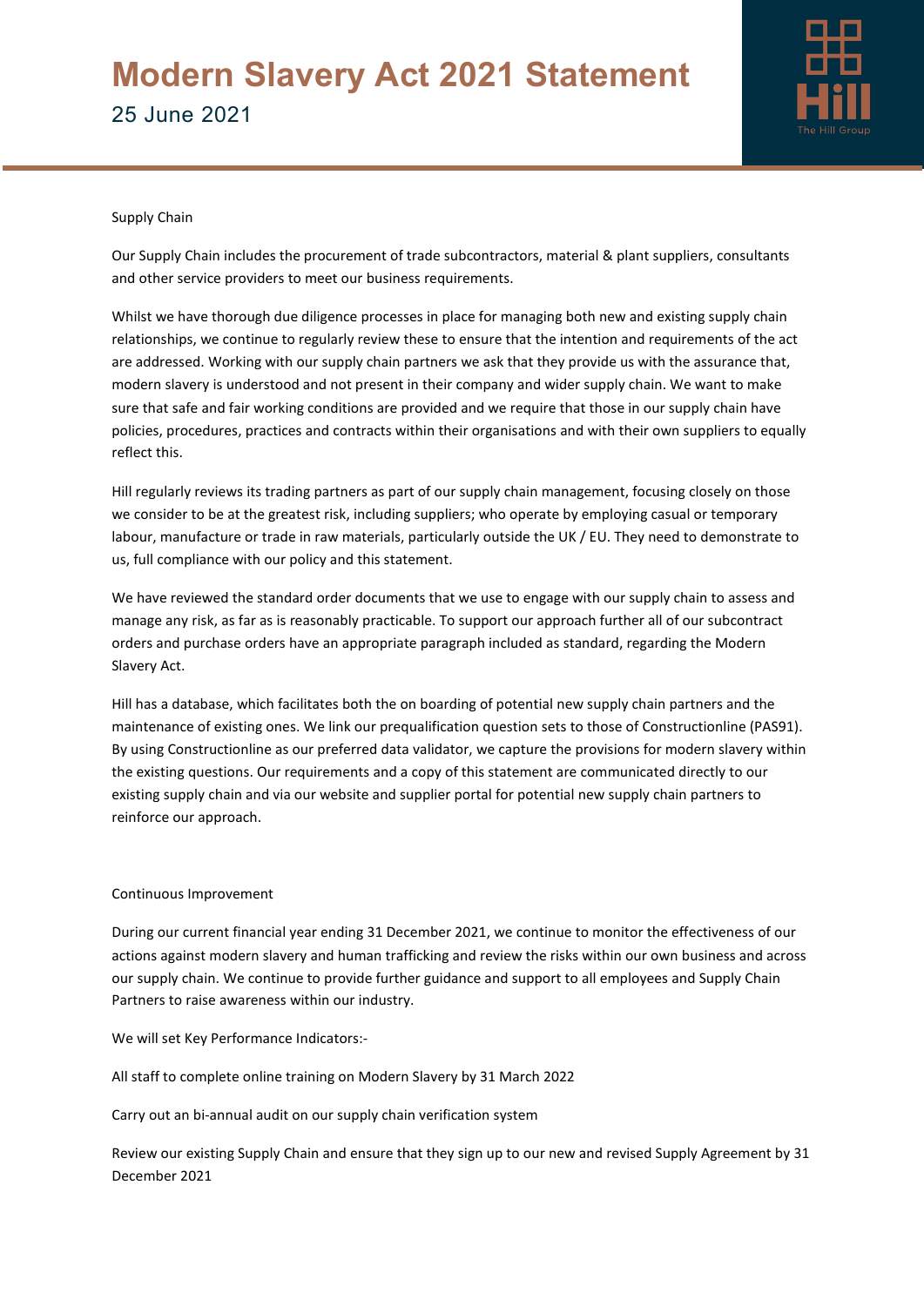# Modern Slavery Act 2021 Statement

25 June 2021

Supply Chain

Our Supply Chain includes the procurement of trade subcontractors, material & plant suppliers, consultants and other service providers to meet our business requirements.

Whilst we have thorough due diligence processes in place for managing both new and existing supply chain relationships, we continue to regularly review these to ensure that the intention and requirements of the act are addressed. Working with our supply chain partners we ask that they provide us with the assurance that, modern slavery is understood and not present in their company and wider supply chain. We want to make sure that safe and fair working conditions are provided and we require that those in our supply chain have policies, procedures, practices and contracts within their organisations and with their own suppliers to equally reflect this.

Hill regularly reviews its trading partners as part of our supply chain management, focusing closely on those we consider to be at the greatest risk, including suppliers; who operate by employing casual or temporary labour, manufacture or trade in raw materials, particularly outside the UK / EU. They need to demonstrate to us, full compliance with our policy and this statement.

We have reviewed the standard order documents that we use to engage with our supply chain to assess and manage any risk, as far as is reasonably practicable. To support our approach further all of our subcontract orders and purchase orders have an appropriate paragraph included as standard, regarding the Modern Slavery Act.

Hill has a database, which facilitates both the on boarding of potential new supply chain partners and the maintenance of existing ones. We link our prequalification question sets to those of Constructionline (PAS91). By using Constructionline as our preferred data validator, we capture the provisions for modern slavery within the existing questions. Our requirements and a copy of this statement are communicated directly to our existing supply chain and via our website and supplier portal for potential new supply chain partners to reinforce our approach.

Continuous Improvement

During our current financial year ending 31 December 2021, we continue to monitor the effectiveness of our actions against modern slavery and human trafficking and review the risks within our own business and across our supply chain. We continue to provide further guidance and support to all employees and Supply Chain Partners to raise awareness within our industry.

We will set Key Performance Indicators:-

All staff to complete online training on Modern Slavery by 31 March 2022

Carry out an bi-annual audit on our supply chain verification system

Review our existing Supply Chain and ensure that they sign up to our new and revised Supply Agreement by 31 December 2021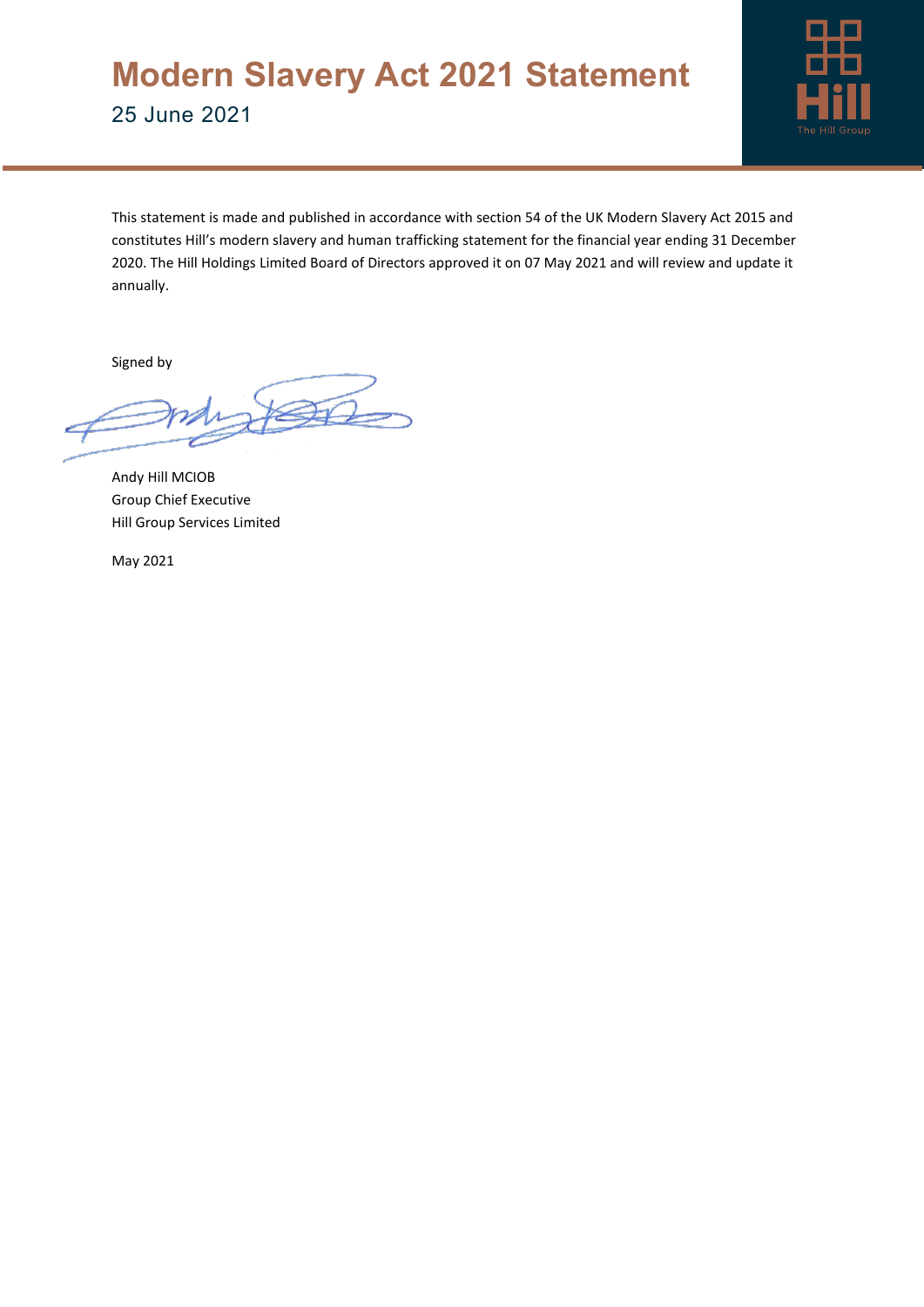# Modern Slavery Act 2021 Statement

25 June 2021

This statement is made and published in accordance with section 54 of the UK Modern Slavery Act 2015 and constitutes Hill's modern slavery and human trafficking statement for the financial year ending 31 December 2020. The Hill Holdings Limited Board of Directors approved it on 07 May 2021 and will review and update it annually.

Signed by

Andy Hill MCIOB
Group Chief Executive
Hill Group Services Limited

May 2021